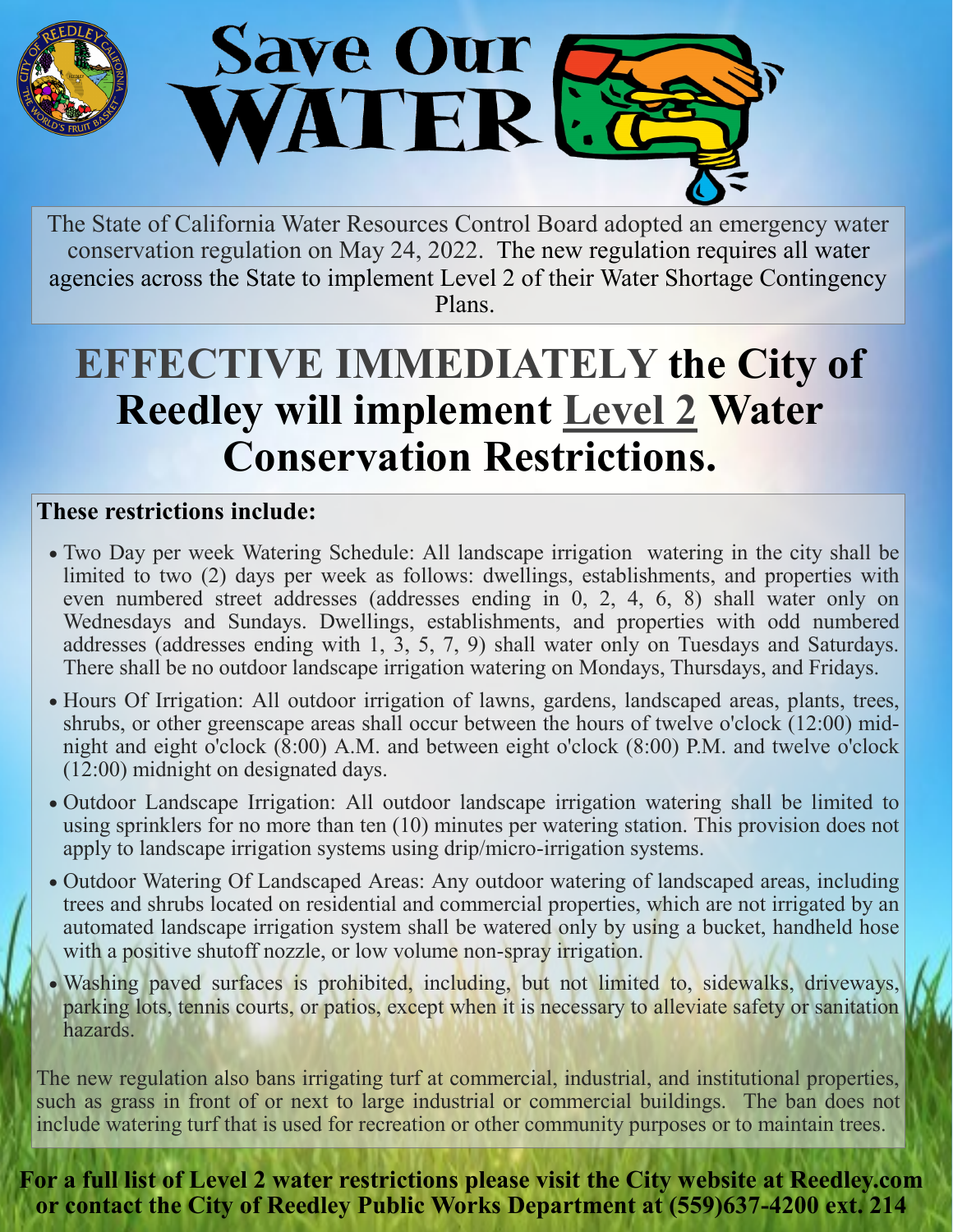# Save Our WATER

The State of California Water Resources Control Board adopted an emergency water conservation regulation on May 24, 2022. The new regulation requires all water agencies across the State to implement Level 2 of their Water Shortage Contingency Plans.

## EFFECTIVE IMMEDIATELY the City of Reedley will implement Level 2 Water Conservation Restrictions.

**These restrictions include:**

- Two Day per week Watering Schedule: All landscape irrigation watering in the city shall be limited to two (2) days per week as follows: dwellings, establishments, and properties with even numbered street addresses (addresses ending in 0, 2, 4, 6, 8) shall water only on Wednesdays and Sundays. Dwellings, establishments, and properties with odd numbered addresses (addresses ending with 1, 3, 5, 7, 9) shall water only on Tuesdays and Saturdays. There shall be no outdoor landscape irrigation watering on Mondays, Thursdays, and Fridays.
- Hours Of Irrigation: All outdoor irrigation of lawns, gardens, landscaped areas, plants, trees, shrubs, or other greenscape areas shall occur between the hours of twelve o'clock (12:00) midnight and eight o'clock (8:00) A.M. and between eight o'clock (8:00) P.M. and twelve o'clock (12:00) midnight on designated days.
- Outdoor Landscape Irrigation: All outdoor landscape irrigation watering shall be limited to using sprinklers for no more than ten (10) minutes per watering station. This provision does not apply to landscape irrigation systems using drip/micro-irrigation systems.
- Outdoor Watering Of Landscaped Areas: Any outdoor watering of landscaped areas, including trees and shrubs located on residential and commercial properties, which are not irrigated by an automated landscape irrigation system shall be watered only by using a bucket, handheld hose with a positive shutoff nozzle, or low volume non-spray irrigation.
- Washing paved surfaces is prohibited, including, but not limited to, sidewalks, driveways, parking lots, tennis courts, or patios, except when it is necessary to alleviate safety or sanitation hazards.

The new regulation also bans irrigating turf at commercial, industrial, and institutional properties, such as grass in front of or next to large industrial or commercial buildings. The ban does not include watering turf that is used for recreation or other community purposes or to maintain trees.

**For a full list of Level 2 water restrictions please visit the City website at Reedley.com or contact the City of Reedley Public Works Department at (559)637-4200 ext. 214**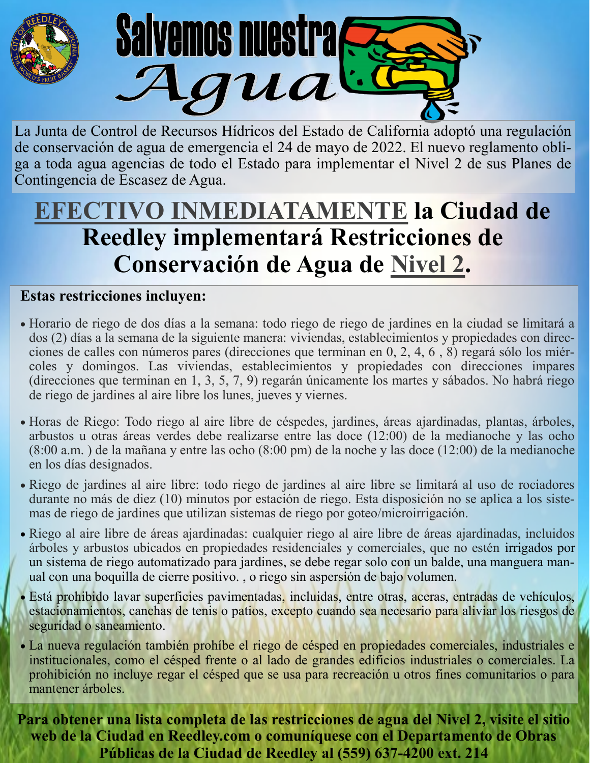# Salvemos nuestra Agua

La Junta de Control de Recursos Hídricos del Estado de California adoptó una regulación de conservación de agua de emergencia el 24 de mayo de 2022. El nuevo reglamento obliga a toda agua agencias de todo el Estado para implementar el Nivel 2 de sus Planes de Contingencia de Escasez de Agua.

## EFECTIVO INMEDIATAMENTE la Ciudad de Reedley implementará Restricciones de Conservación de Agua de Nivel 2.

**Estas restricciones incluyen:**

- Horario de riego de dos días a la semana: todo riego de riego de jardines en la ciudad se limitará a dos (2) días a la semana de la siguiente manera: viviendas, establecimientos y propiedades con direcciones de calles con números pares (direcciones que terminan en 0, 2, 4, 6 , 8) regará sólo los miércoles y domingos. Las viviendas, establecimientos y propiedades con direcciones impares (direcciones que terminan en 1, 3, 5, 7, 9) regarán únicamente los martes y sábados. No habrá riego de riego de jardines al aire libre los lunes, jueves y viernes.
- Horas de Riego: Todo riego al aire libre de céspedes, jardines, áreas ajardinadas, plantas, árboles, arbustos u otras áreas verdes debe realizarse entre las doce (12:00) de la medianoche y las ocho (8:00 a.m. ) de la mañana y entre las ocho (8:00 pm) de la noche y las doce (12:00) de la medianoche en los días designados.
- Riego de jardines al aire libre: todo riego de jardines al aire libre se limitará al uso de rociadores durante no más de diez (10) minutos por estación de riego. Esta disposición no se aplica a los sistemas de riego de jardines que utilizan sistemas de riego por goteo/microirrigación.
- Riego al aire libre de áreas ajardinadas: cualquier riego al aire libre de áreas ajardinadas, incluidos árboles y arbustos ubicados en propiedades residenciales y comerciales, que no estén irrigados por un sistema de riego automatizado para jardines, se debe regar solo con un balde, una manguera manual con una boquilla de cierre positivo. , o riego sin aspersión de bajo volumen.
- Está prohibido lavar superficies pavimentadas, incluidas, entre otras, aceras, entradas de vehículos, estacionamientos, canchas de tenis o patios, excepto cuando sea necesario para aliviar los riesgos de seguridad o saneamiento.
- La nueva regulación también prohíbe el riego de césped en propiedades comerciales, industriales e institucionales, como el césped frente o al lado de grandes edificios industriales o comerciales. La prohibición no incluye regar el césped que se usa para recreación u otros fines comunitarios o para mantener árboles.

**Para obtener una lista completa de las restricciones de agua del Nivel 2, visite el sitio web de la Ciudad en Reedley.com o comuníquese con el Departamento de Obras Públicas de la Ciudad de Reedley al (559) 637-4200 ext. 214**